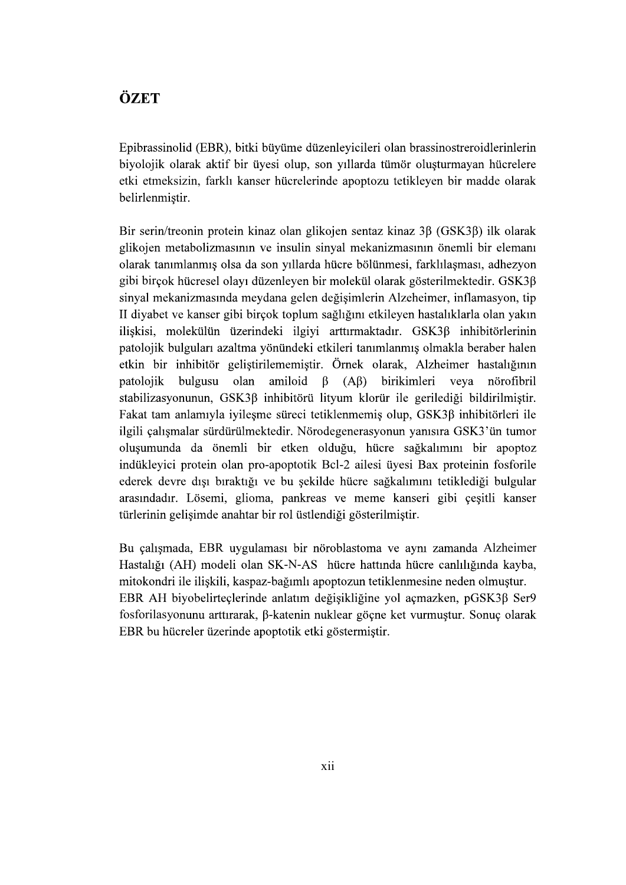# ÖZET

Epibrassinolid (EBR), bitki büyüme düzenleyicileri olan brassinostreroidlerinlerin biyolojik olarak aktif bir üyesi olup, son yıllarda tümör oluşturmayan hücrelere etki etmeksizin, farklı kanser hücrelerinde apoptozu tetikleyen bir madde olarak belirlenmiştir.

Bir serin/treonin protein kinaz olan glikojen sentaz kinaz 3β (GSK3β) ilk olarak glikojen metabolizmasının ve insulin sinyal mekanizmasının önemli bir elemanı olarak tanımlanmış olsa da son yıllarda hücre bölünmesi, farklılaşması, adhezyon gibi birçok hücresel olayı düzenleyen bir molekül olarak gösterilmektedir. GSK3β sinyal mekanizmasında meydana gelen değişimlerin Alzeheimer, inflamasyon, tip II diyabet ve kanser gibi birçok toplum sağlığını etkileyen hastalıklarla olan yakın ilişkisi, molekülün üzerindeki ilgiyi arttırmaktadır. GSK3β inhibitörlerinin patolojik bulguları azaltma yönündeki etkileri tanımlanmış olmakla beraber halen etkin bir inhibitör geliştirilememiştir. Örnek olarak, Alzheimer hastalığının patolojik bulgusu olan amiloid β (Aβ) birikimleri veya nörofibril stabilizasyonunun, GSK3β inhibitörü lityum klorür ile gerilediği bildirilmiştir. Fakat tam anlamıyla iyileşme süreci tetiklenmemiş olup, GSK3β inhibitörleri ile ilgili çalışmalar sürdürülmektedir. Nörodegenerasyonun yanısıra GSK3'ün tumor oluşumunda da önemli bir etken olduğu, hücre sağkalımını bir apoptoz indükleyici protein olan pro-apoptotik Bcl-2 ailesi üyesi Bax proteinin fosforile ederek devre dışı bıraktığı ve bu şekilde hücre sağkalımını tetiklediği bulgular arasındadır. Lösemi, glioma, pankreas ve meme kanseri gibi çeşitli kanser türlerinin gelişimde anahtar bir rol üstlendiği gösterilmiştir.

Bu çalışmada, EBR uygulaması bir nöroblastoma ve aynı zamanda Alzheimer Hastalığı (AH) modeli olan SK-N-AS hücre hattında hücre canlılığında kayba, mitokondri ile ilişkili, kaspaz-bağımlı apoptozun tetiklenmesine neden olmuştur. EBR AH biyobelirteçlerinde anlatım değişikliğine yol açmazken, pGSK3β Ser9 fosforilasyonunu arttırarak, β-katenin nuklear göçne ket vurmuştur. Sonuç olarak EBR bu hücreler üzerinde apoptotik etki göstermiştir.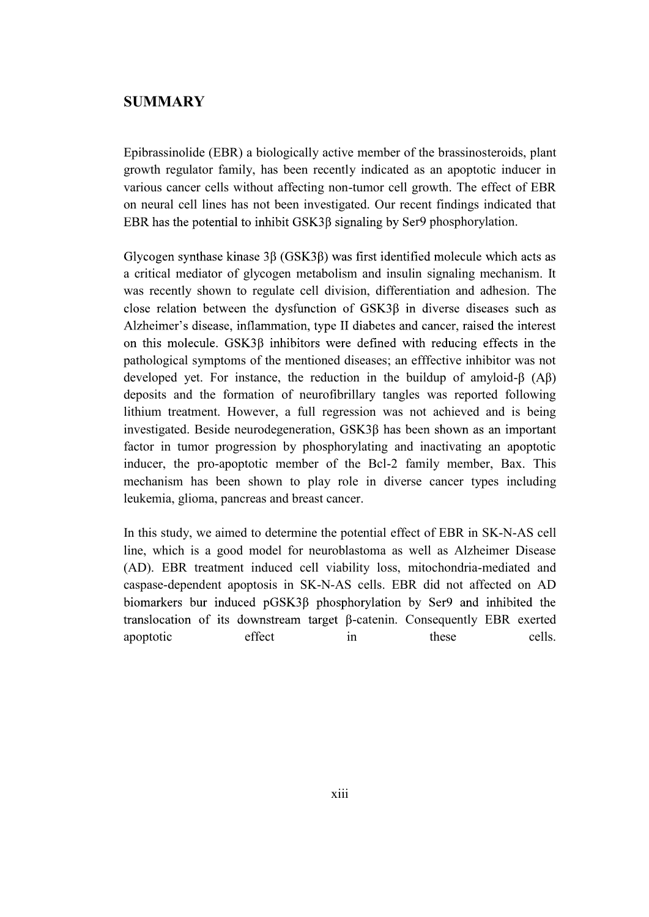## SUMMARY

Epibrassinolide (EBR) a biologically active member of the brassinosteroids, plant growth regulator family, has been recently indicated as an apoptotic inducer in various cancer cells without affecting non-tumor cell growth. The effect of EBR on neural cell lines has not been investigated. Our recent findings indicated that EBR has the potential to inhibit GSK3β signaling by Ser9 phosphorylation.

Glycogen synthase kinase 3β (GSK3β) was first identified molecule which acts as a critical mediator of glycogen metabolism and insulin signaling mechanism. It was recently shown to regulate cell division, differentiation and adhesion. The close relation between the dysfunction of GSK3β in diverse diseases such as Alzheimer's disease, inflammation, type II diabetes and cancer, raised the interest on this molecule. GSK3β inhibitors were defined with reducing effects in the pathological symptoms of the mentioned diseases; an efffective inhibitor was not developed yet. For instance, the reduction in the buildup of amyloid-β (Aβ) deposits and the formation of neurofibrillary tangles was reported following lithium treatment. However, a full regression was not achieved and is being investigated. Beside neurodegeneration, GSK3β has been shown as an important factor in tumor progression by phosphorylating and inactivating an apoptotic inducer, the pro-apoptotic member of the Bcl-2 family member, Bax. This mechanism has been shown to play role in diverse cancer types including leukemia, glioma, pancreas and breast cancer.

In this study, we aimed to determine the potential effect of EBR in SK-N-AS cell line, which is a good model for neuroblastoma as well as Alzheimer Disease (AD). EBR treatment induced cell viability loss, mitochondria-mediated and caspase-dependent apoptosis in SK-N-AS cells. EBR did not affected on AD biomarkers bur induced pGSK3β phosphorylation by Ser9 and inhibited the translocation of its downstream target β-catenin. Consequently EBR exerted apoptotic effect in these cells.